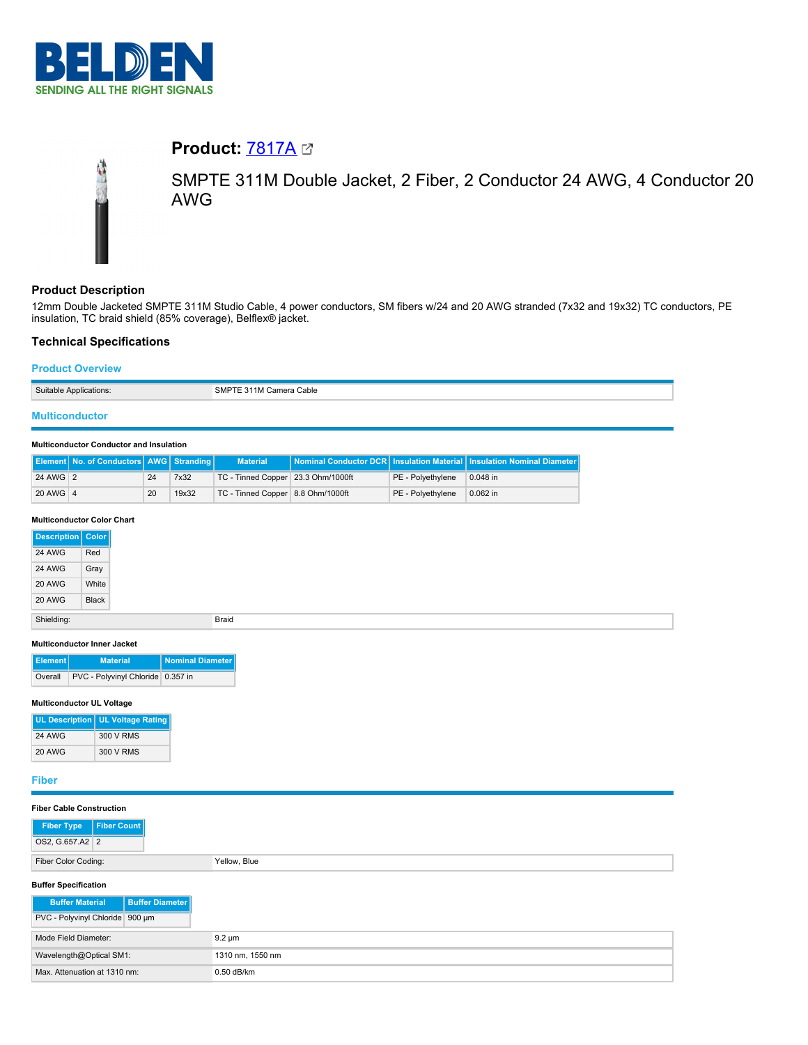# BELDEN
SENDING ALL THE RIGHT SIGNALS

## Product: 7817A

SMPTE 311M Double Jacket, 2 Fiber, 2 Conductor 24 AWG, 4 Conductor 20 AWG

### Product Description

12mm Double Jacketed SMPTE 311M Studio Cable, 4 power conductors, SM fibers w/24 and 20 AWG stranded (7x32 and 19x32) TC conductors, PE insulation, TC braid shield (85% coverage), Belflex® jacket.

### Technical Specifications

#### Product Overview

| Suitable Applications: | SMPTE 311M Camera Cable |
|---|---|

#### Multiconductor

**Multiconductor Conductor and Insulation**

| Element | No. of Conductors | AWG | Stranding | Material | Nominal Conductor DCR | Insulation Material | Insulation Nominal Diameter |
|---|---|---|---|---|---|---|---|
| 24 AWG | 2 | 24 | 7x32 | TC - Tinned Copper | 23.3 Ohm/1000ft | PE - Polyethylene | 0.048 in |
| 20 AWG | 4 | 20 | 19x32 | TC - Tinned Copper | 8.8 Ohm/1000ft | PE - Polyethylene | 0.062 in |

**Multiconductor Color Chart**

| Description | Color |
|---|---|
| 24 AWG | Red |
| 24 AWG | Gray |
| 20 AWG | White |
| 20 AWG | Black |

| Shielding: | Braid |
|---|---|

**Multiconductor Inner Jacket**

| Element | Material | Nominal Diameter |
|---|---|---|
| Overall | PVC - Polyvinyl Chloride | 0.357 in |

**Multiconductor UL Voltage**

| UL Description | UL Voltage Rating |
|---|---|
| 24 AWG | 300 V RMS |
| 20 AWG | 300 V RMS |

#### Fiber

**Fiber Cable Construction**

| Fiber Type | Fiber Count |
|---|---|
| OS2, G.657.A2 | 2 |

| Fiber Color Coding: | Yellow, Blue |
|---|---|

**Buffer Specification**

| Buffer Material | Buffer Diameter |
|---|---|
| PVC - Polyvinyl Chloride | 900 µm |

| Mode Field Diameter: | 9.2 µm |
|---|---|
| Wavelength@Optical SM1: | 1310 nm, 1550 nm |
| Max. Attenuation at 1310 nm: | 0.50 dB/km |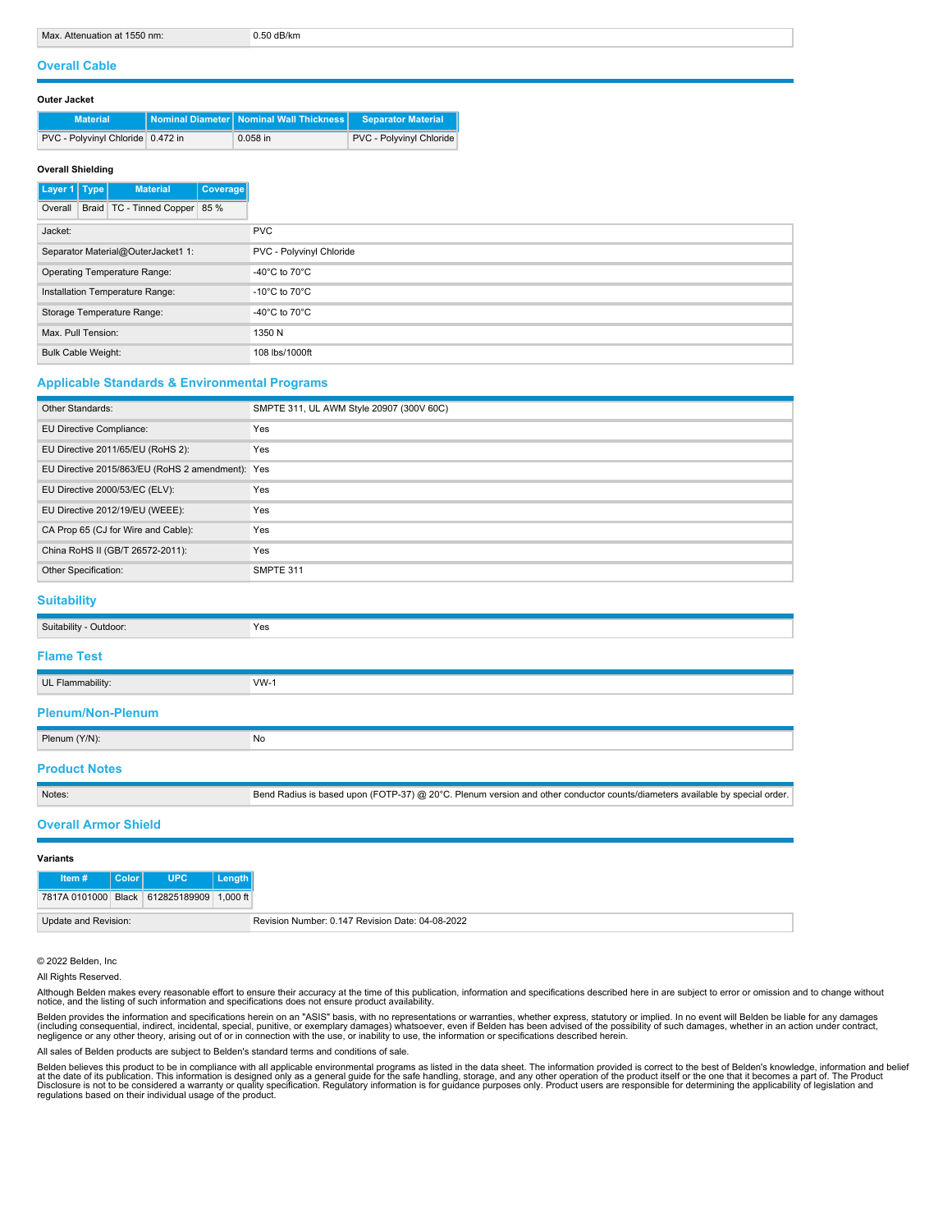| | |
|---|---|
| Max. Attenuation at 1550 nm: | 0.50 dB/km |

## Overall Cable

**Outer Jacket**

| Material | Nominal Diameter | Nominal Wall Thickness | Separator Material |
|---|---|---|---|
| PVC - Polyvinyl Chloride | 0.472 in | 0.058 in | PVC - Polyvinyl Chloride |

**Overall Shielding**

| Layer 1 | Type | Material | Coverage |
|---|---|---|---|
| Overall | Braid | TC - Tinned Copper | 85 % |

| | |
|---|---|
| Jacket: | PVC |
| Separator Material@OuterJacket1 1: | PVC - Polyvinyl Chloride |
| Operating Temperature Range: | -40°C to 70°C |
| Installation Temperature Range: | -10°C to 70°C |
| Storage Temperature Range: | -40°C to 70°C |
| Max. Pull Tension: | 1350 N |
| Bulk Cable Weight: | 108 lbs/1000ft |

## Applicable Standards & Environmental Programs

| | |
|---|---|
| Other Standards: | SMPTE 311, UL AWM Style 20907 (300V 60C) |
| EU Directive Compliance: | Yes |
| EU Directive 2011/65/EU (RoHS 2): | Yes |
| EU Directive 2015/863/EU (RoHS 2 amendment): | Yes |
| EU Directive 2000/53/EC (ELV): | Yes |
| EU Directive 2012/19/EU (WEEE): | Yes |
| CA Prop 65 (CJ for Wire and Cable): | Yes |
| China RoHS II (GB/T 26572-2011): | Yes |
| Other Specification: | SMPTE 311 |

## Suitability

| | |
|---|---|
| Suitability - Outdoor: | Yes |

## Flame Test

| | |
|---|---|
| UL Flammability: | VW-1 |

## Plenum/Non-Plenum

| | |
|---|---|
| Plenum (Y/N): | No |

## Product Notes

| | |
|---|---|
| Notes: | Bend Radius is based upon (FOTP-37) @ 20°C. Plenum version and other conductor counts/diameters available by special order. |

## Overall Armor Shield

**Variants**

| Item # | Color | UPC | Length |
|---|---|---|---|
| 7817A 0101000 | Black | 612825189909 | 1,000 ft |

| | |
|---|---|
| Update and Revision: | Revision Number: 0.147 Revision Date: 04-08-2022 |

© 2022 Belden, Inc

All Rights Reserved.

Although Belden makes every reasonable effort to ensure their accuracy at the time of this publication, information and specifications described here in are subject to error or omission and to change without notice, and the listing of such information and specifications does not ensure product availability.

Belden provides the information and specifications herein on an "ASIS" basis, with no representations or warranties, whether express, statutory or implied. In no event will Belden be liable for any damages (including consequential, indirect, incidental, special, punitive, or exemplary damages) whatsoever, even if Belden has been advised of the possibility of such damages, whether in an action under contract, negligence or any other theory, arising out of or in connection with the use, or inability to use, the information or specifications described herein.

All sales of Belden products are subject to Belden's standard terms and conditions of sale.

Belden believes this product to be in compliance with all applicable environmental programs as listed in the data sheet. The information provided is correct to the best of Belden's knowledge, information and belief at the date of its publication. This information is designed only as a general guide for the safe handling, storage, and any other operation of the product itself or the one that it becomes a part of. The Product Disclosure is not to be considered a warranty or quality specification. Regulatory information is for guidance purposes only. Product users are responsible for determining the applicability of legislation and regulations based on their individual usage of the product.